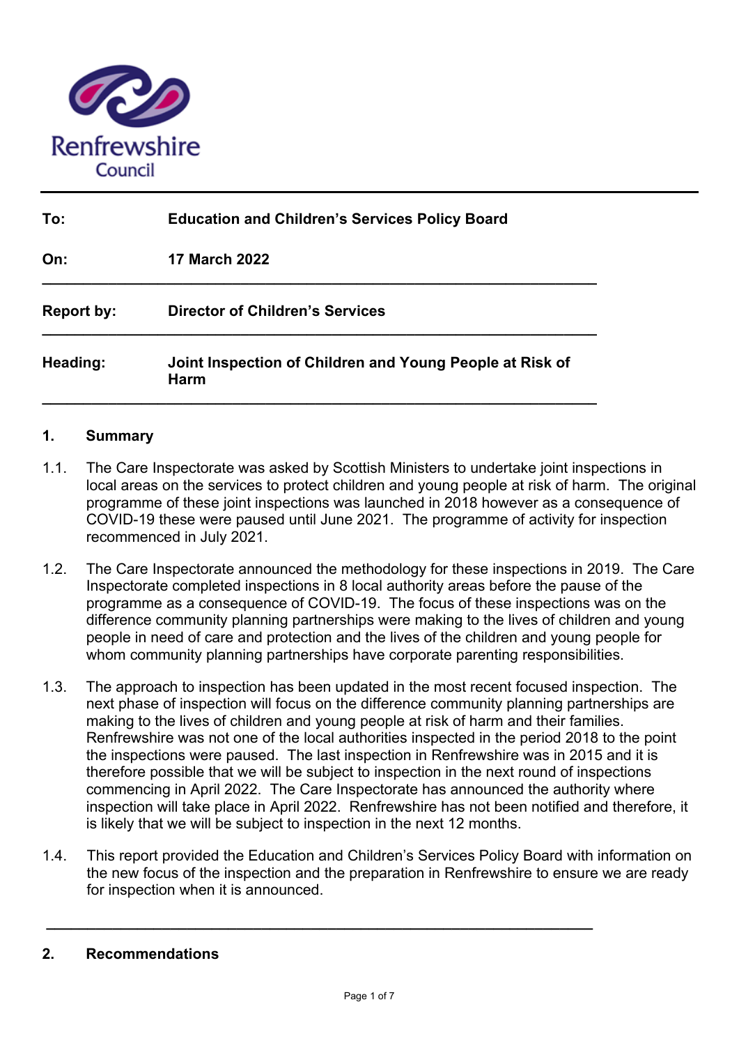Renfrewshire Council

| | |
|---|---|
| **To:** | **Education and Children's Services Policy Board** |
| **On:** | **17 March 2022** |
| **Report by:** | **Director of Children's Services** |
| **Heading:** | **Joint Inspection of Children and Young People at Risk of Harm** |

## 1. Summary

1.1. The Care Inspectorate was asked by Scottish Ministers to undertake joint inspections in local areas on the services to protect children and young people at risk of harm. The original programme of these joint inspections was launched in 2018 however as a consequence of COVID-19 these were paused until June 2021. The programme of activity for inspection recommenced in July 2021.

1.2. The Care Inspectorate announced the methodology for these inspections in 2019. The Care Inspectorate completed inspections in 8 local authority areas before the pause of the programme as a consequence of COVID-19. The focus of these inspections was on the difference community planning partnerships were making to the lives of children and young people in need of care and protection and the lives of the children and young people for whom community planning partnerships have corporate parenting responsibilities.

1.3. The approach to inspection has been updated in the most recent focused inspection. The next phase of inspection will focus on the difference community planning partnerships are making to the lives of children and young people at risk of harm and their families. Renfrewshire was not one of the local authorities inspected in the period 2018 to the point the inspections were paused. The last inspection in Renfrewshire was in 2015 and it is therefore possible that we will be subject to inspection in the next round of inspections commencing in April 2022. The Care Inspectorate has announced the authority where inspection will take place in April 2022. Renfrewshire has not been notified and therefore, it is likely that we will be subject to inspection in the next 12 months.

1.4. This report provided the Education and Children's Services Policy Board with information on the new focus of the inspection and the preparation in Renfrewshire to ensure we are ready for inspection when it is announced.

## 2. Recommendations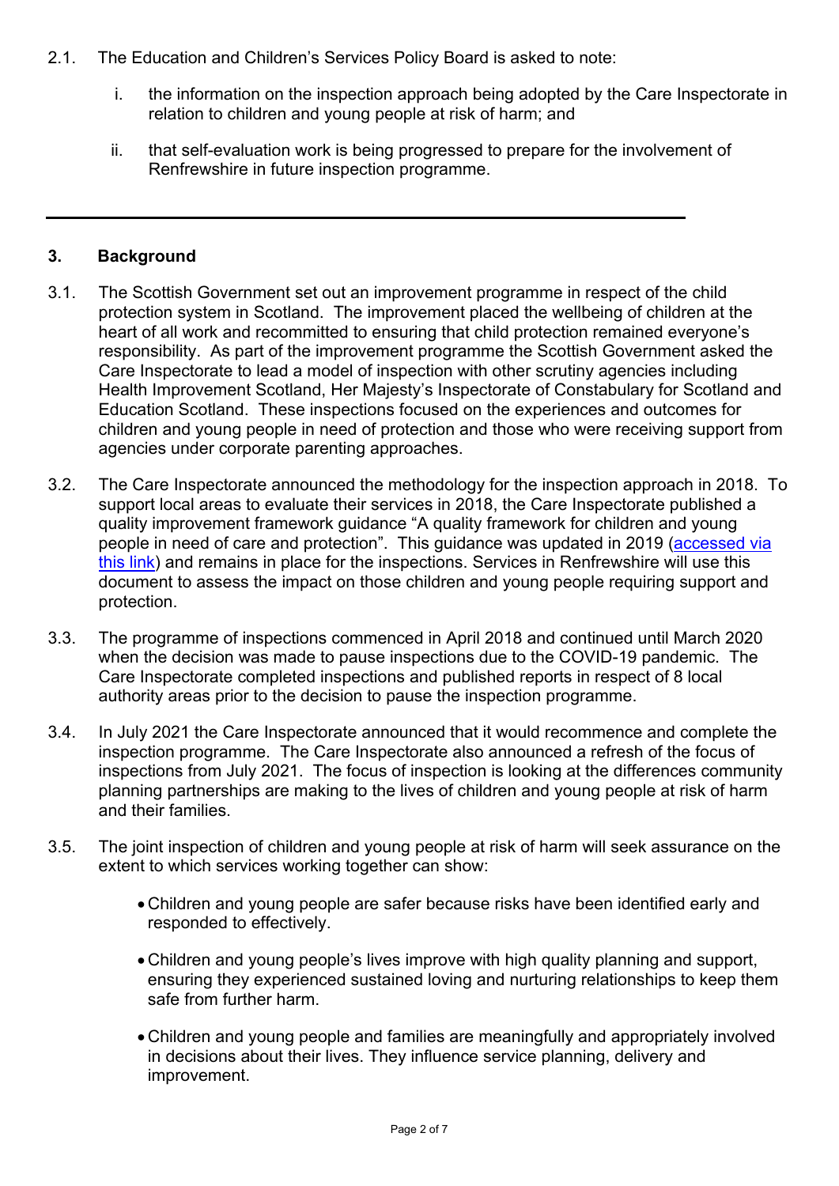2.1. The Education and Children's Services Policy Board is asked to note:

i. the information on the inspection approach being adopted by the Care Inspectorate in relation to children and young people at risk of harm; and

ii. that self-evaluation work is being progressed to prepare for the involvement of Renfrewshire in future inspection programme.

---

## 3. Background

3.1. The Scottish Government set out an improvement programme in respect of the child protection system in Scotland. The improvement placed the wellbeing of children at the heart of all work and recommitted to ensuring that child protection remained everyone's responsibility. As part of the improvement programme the Scottish Government asked the Care Inspectorate to lead a model of inspection with other scrutiny agencies including Health Improvement Scotland, Her Majesty's Inspectorate of Constabulary for Scotland and Education Scotland. These inspections focused on the experiences and outcomes for children and young people in need of protection and those who were receiving support from agencies under corporate parenting approaches.

3.2. The Care Inspectorate announced the methodology for the inspection approach in 2018. To support local areas to evaluate their services in 2018, the Care Inspectorate published a quality improvement framework guidance "A quality framework for children and young people in need of care and protection". This guidance was updated in 2019 (accessed via this link) and remains in place for the inspections. Services in Renfrewshire will use this document to assess the impact on those children and young people requiring support and protection.

3.3. The programme of inspections commenced in April 2018 and continued until March 2020 when the decision was made to pause inspections due to the COVID-19 pandemic. The Care Inspectorate completed inspections and published reports in respect of 8 local authority areas prior to the decision to pause the inspection programme.

3.4. In July 2021 the Care Inspectorate announced that it would recommence and complete the inspection programme. The Care Inspectorate also announced a refresh of the focus of inspections from July 2021. The focus of inspection is looking at the differences community planning partnerships are making to the lives of children and young people at risk of harm and their families.

3.5. The joint inspection of children and young people at risk of harm will seek assurance on the extent to which services working together can show:

- Children and young people are safer because risks have been identified early and responded to effectively.
- Children and young people's lives improve with high quality planning and support, ensuring they experienced sustained loving and nurturing relationships to keep them safe from further harm.
- Children and young people and families are meaningfully and appropriately involved in decisions about their lives. They influence service planning, delivery and improvement.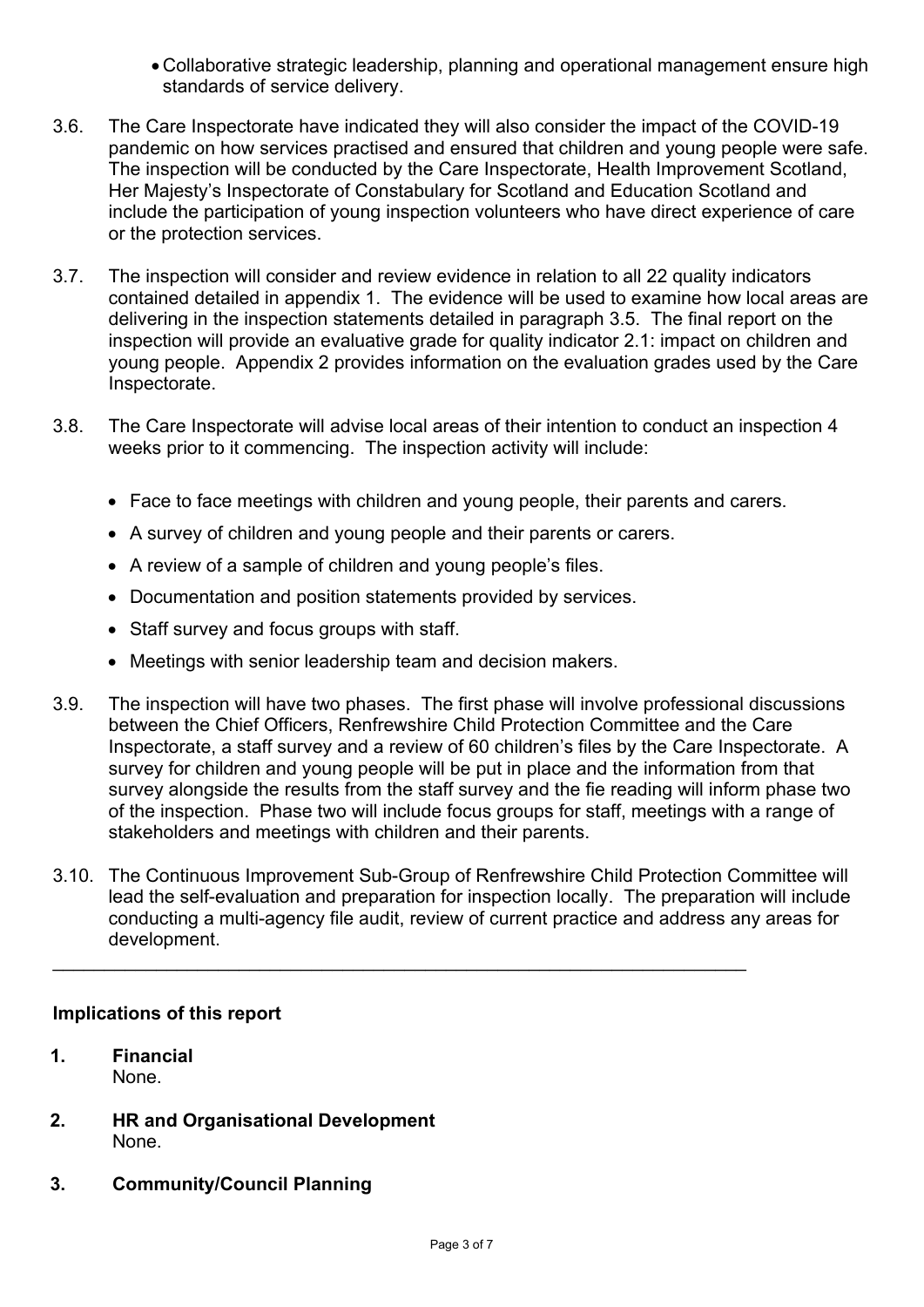- Collaborative strategic leadership, planning and operational management ensure high standards of service delivery.

3.6. The Care Inspectorate have indicated they will also consider the impact of the COVID-19 pandemic on how services practised and ensured that children and young people were safe. The inspection will be conducted by the Care Inspectorate, Health Improvement Scotland, Her Majesty's Inspectorate of Constabulary for Scotland and Education Scotland and include the participation of young inspection volunteers who have direct experience of care or the protection services.

3.7. The inspection will consider and review evidence in relation to all 22 quality indicators contained detailed in appendix 1. The evidence will be used to examine how local areas are delivering in the inspection statements detailed in paragraph 3.5. The final report on the inspection will provide an evaluative grade for quality indicator 2.1: impact on children and young people. Appendix 2 provides information on the evaluation grades used by the Care Inspectorate.

3.8. The Care Inspectorate will advise local areas of their intention to conduct an inspection 4 weeks prior to it commencing. The inspection activity will include:

- Face to face meetings with children and young people, their parents and carers.
- A survey of children and young people and their parents or carers.
- A review of a sample of children and young people's files.
- Documentation and position statements provided by services.
- Staff survey and focus groups with staff.
- Meetings with senior leadership team and decision makers.

3.9. The inspection will have two phases. The first phase will involve professional discussions between the Chief Officers, Renfrewshire Child Protection Committee and the Care Inspectorate, a staff survey and a review of 60 children's files by the Care Inspectorate. A survey for children and young people will be put in place and the information from that survey alongside the results from the staff survey and the fie reading will inform phase two of the inspection. Phase two will include focus groups for staff, meetings with a range of stakeholders and meetings with children and their parents.

3.10. The Continuous Improvement Sub-Group of Renfrewshire Child Protection Committee will lead the self-evaluation and preparation for inspection locally. The preparation will include conducting a multi-agency file audit, review of current practice and address any areas for development.

---

**Implications of this report**

1. **Financial**
   None.

2. **HR and Organisational Development**
   None.

3. **Community/Council Planning**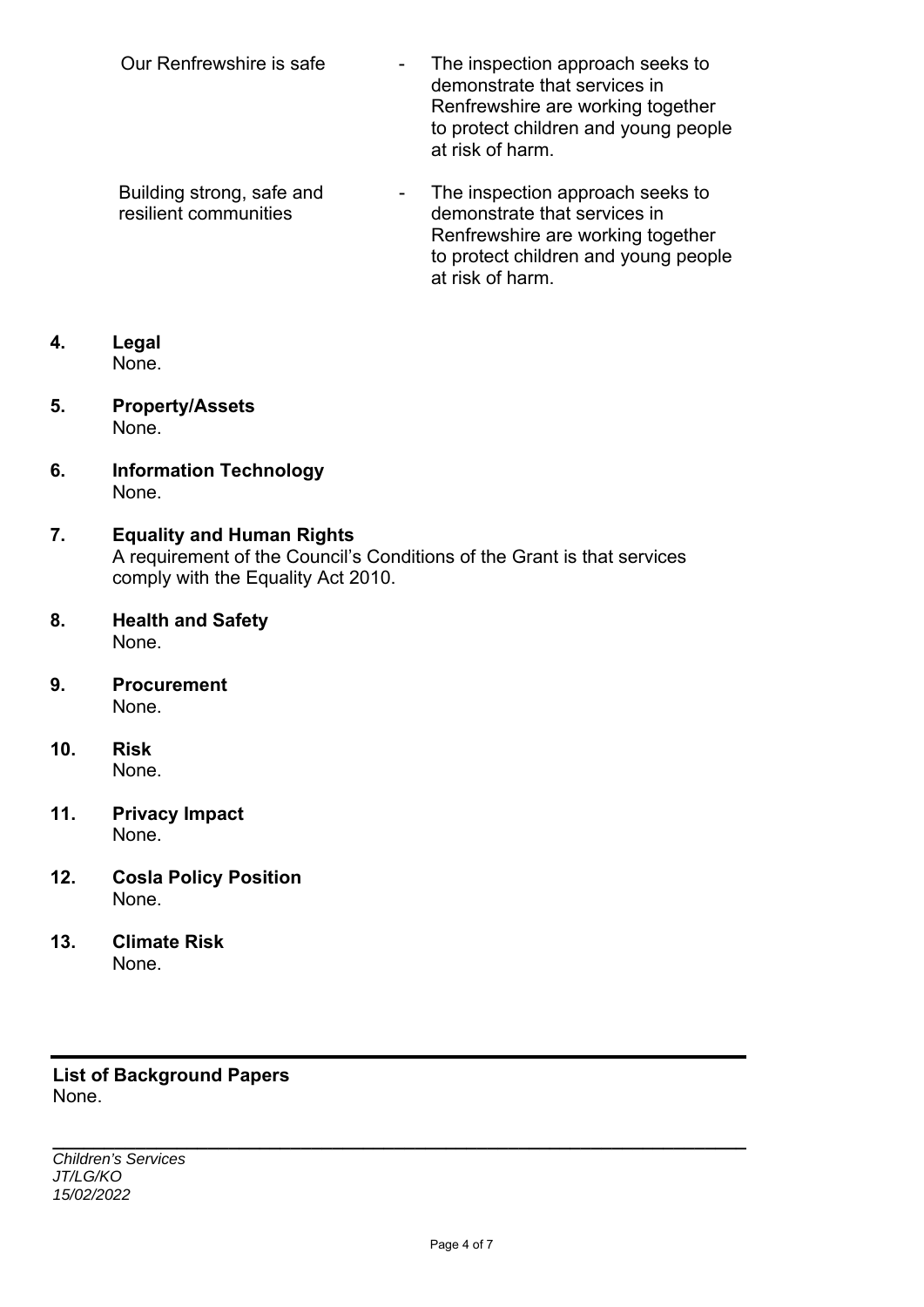| | | |
|---|---|---|
| Our Renfrewshire is safe | - | The inspection approach seeks to demonstrate that services in Renfrewshire are working together to protect children and young people at risk of harm. |
| Building strong, safe and resilient communities | - | The inspection approach seeks to demonstrate that services in Renfrewshire are working together to protect children and young people at risk of harm. |

**4. Legal**
None.

**5. Property/Assets**
None.

**6. Information Technology**
None.

**7. Equality and Human Rights**
A requirement of the Council's Conditions of the Grant is that services comply with the Equality Act 2010.

**8. Health and Safety**
None.

**9. Procurement**
None.

**10. Risk**
None.

**11. Privacy Impact**
None.

**12. Cosla Policy Position**
None.

**13. Climate Risk**
None.

---

**List of Background Papers**
None.

---

*Children's Services*
*JT/LG/KO*
*15/02/2022*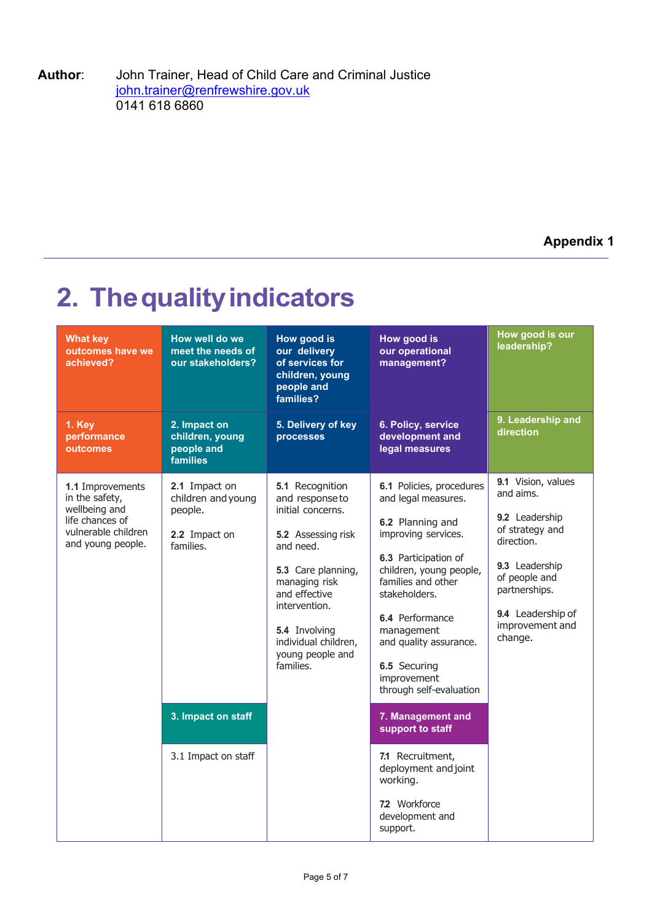**Author**: John Trainer, Head of Child Care and Criminal Justice
john.trainer@renfrewshire.gov.uk
0141 618 6860

**Appendix 1**

# 2. The quality indicators

| What key outcomes have we achieved? | How well do we meet the needs of our stakeholders? | How good is our delivery of services for children, young people and families? | How good is our operational management? | How good is our leadership? |
|---|---|---|---|---|
| **1. Key performance outcomes** | **2. Impact on children, young people and families** | **5. Delivery of key processes** | **6. Policy, service development and legal measures** | **9. Leadership and direction** |
| **1.1** Improvements in the safety, wellbeing and life chances of vulnerable children and young people. | **2.1** Impact on children and young people.<br><br>**2.2** Impact on families. | **5.1** Recognition and response to initial concerns.<br><br>**5.2** Assessing risk and need.<br><br>**5.3** Care planning, managing risk and effective intervention.<br><br>**5.4** Involving individual children, young people and families. | **6.1** Policies, procedures and legal measures.<br><br>**6.2** Planning and improving services.<br><br>**6.3** Participation of children, young people, families and other stakeholders.<br><br>**6.4** Performance management and quality assurance.<br><br>**6.5** Securing improvement through self-evaluation | **9.1** Vision, values and aims.<br><br>**9.2** Leadership of strategy and direction.<br><br>**9.3** Leadership of people and partnerships.<br><br>**9.4** Leadership of improvement and change. |
| | **3. Impact on staff** | | **7. Management and support to staff** | |
| | 3.1 Impact on staff | | **7.1** Recruitment, deployment and joint working.<br><br>**7.2** Workforce development and support. | |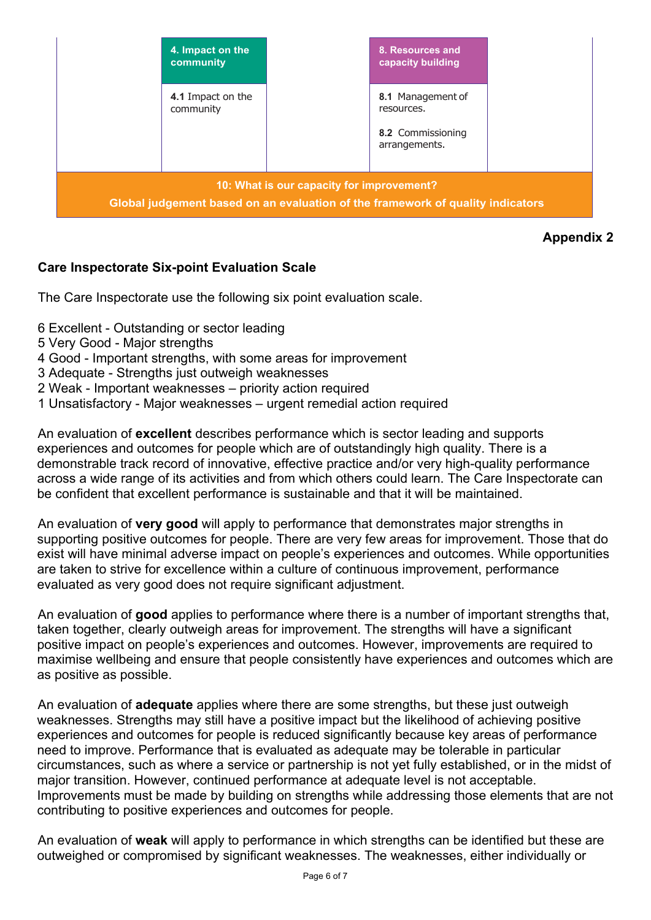| | 4. Impact on the community | | 8. Resources and capacity building | |
|---|---|---|---|---|
| | 4.1 Impact on the community | | 8.1 Management of resources.<br><br>8.2 Commissioning arrangements. | |

**10: What is our capacity for improvement?**
**Global judgement based on an evaluation of the framework of quality indicators**

**Appendix 2**

## Care Inspectorate Six-point Evaluation Scale

The Care Inspectorate use the following six point evaluation scale.

6 Excellent - Outstanding or sector leading
5 Very Good - Major strengths
4 Good - Important strengths, with some areas for improvement
3 Adequate - Strengths just outweigh weaknesses
2 Weak - Important weaknesses – priority action required
1 Unsatisfactory - Major weaknesses – urgent remedial action required

An evaluation of **excellent** describes performance which is sector leading and supports experiences and outcomes for people which are of outstandingly high quality. There is a demonstrable track record of innovative, effective practice and/or very high-quality performance across a wide range of its activities and from which others could learn. The Care Inspectorate can be confident that excellent performance is sustainable and that it will be maintained.

An evaluation of **very good** will apply to performance that demonstrates major strengths in supporting positive outcomes for people. There are very few areas for improvement. Those that do exist will have minimal adverse impact on people's experiences and outcomes. While opportunities are taken to strive for excellence within a culture of continuous improvement, performance evaluated as very good does not require significant adjustment.

An evaluation of **good** applies to performance where there is a number of important strengths that, taken together, clearly outweigh areas for improvement. The strengths will have a significant positive impact on people's experiences and outcomes. However, improvements are required to maximise wellbeing and ensure that people consistently have experiences and outcomes which are as positive as possible.

An evaluation of **adequate** applies where there are some strengths, but these just outweigh weaknesses. Strengths may still have a positive impact but the likelihood of achieving positive experiences and outcomes for people is reduced significantly because key areas of performance need to improve. Performance that is evaluated as adequate may be tolerable in particular circumstances, such as where a service or partnership is not yet fully established, or in the midst of major transition. However, continued performance at adequate level is not acceptable. Improvements must be made by building on strengths while addressing those elements that are not contributing to positive experiences and outcomes for people.

An evaluation of **weak** will apply to performance in which strengths can be identified but these are outweighed or compromised by significant weaknesses. The weaknesses, either individually or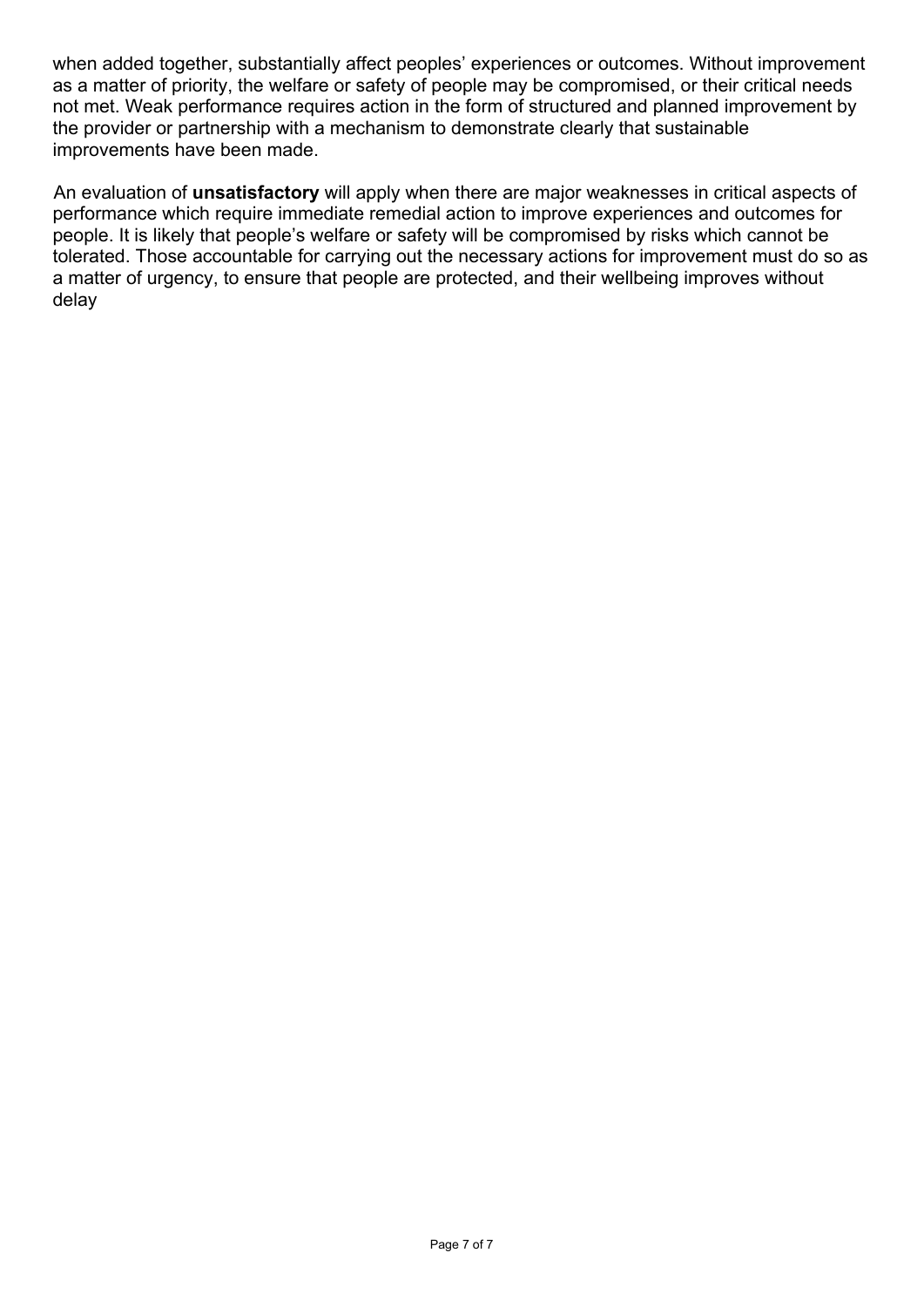when added together, substantially affect peoples' experiences or outcomes. Without improvement as a matter of priority, the welfare or safety of people may be compromised, or their critical needs not met. Weak performance requires action in the form of structured and planned improvement by the provider or partnership with a mechanism to demonstrate clearly that sustainable improvements have been made.

An evaluation of **unsatisfactory** will apply when there are major weaknesses in critical aspects of performance which require immediate remedial action to improve experiences and outcomes for people. It is likely that people's welfare or safety will be compromised by risks which cannot be tolerated. Those accountable for carrying out the necessary actions for improvement must do so as a matter of urgency, to ensure that people are protected, and their wellbeing improves without delay